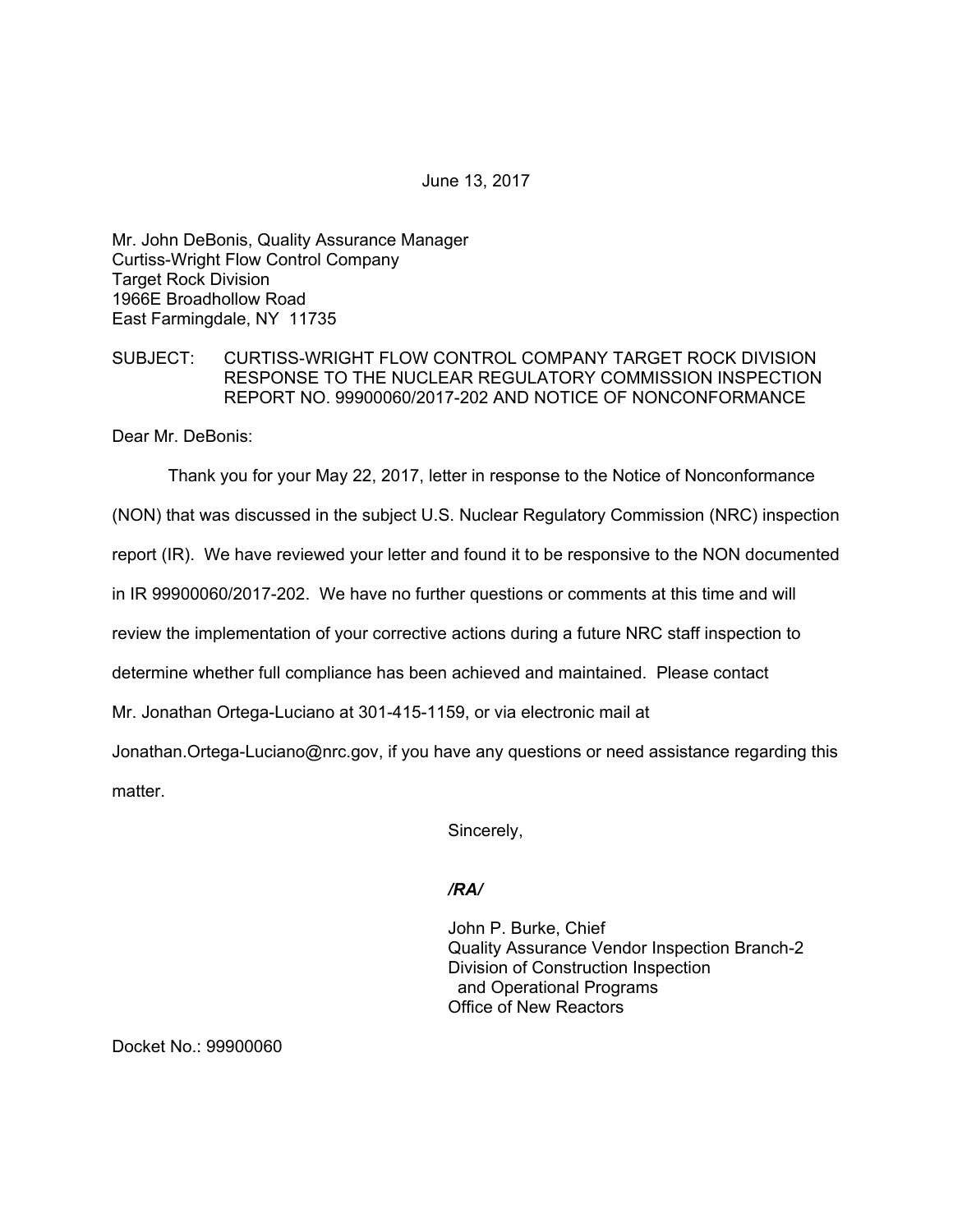June 13, 2017

Mr. John DeBonis, Quality Assurance Manager
Curtiss-Wright Flow Control Company
Target Rock Division
1966E Broadhollow Road
East Farmingdale, NY 11735

SUBJECT: CURTISS-WRIGHT FLOW CONTROL COMPANY TARGET ROCK DIVISION RESPONSE TO THE NUCLEAR REGULATORY COMMISSION INSPECTION REPORT NO. 99900060/2017-202 AND NOTICE OF NONCONFORMANCE

Dear Mr. DeBonis:

Thank you for your May 22, 2017, letter in response to the Notice of Nonconformance (NON) that was discussed in the subject U.S. Nuclear Regulatory Commission (NRC) inspection report (IR). We have reviewed your letter and found it to be responsive to the NON documented in IR 99900060/2017-202. We have no further questions or comments at this time and will review the implementation of your corrective actions during a future NRC staff inspection to determine whether full compliance has been achieved and maintained. Please contact Mr. Jonathan Ortega-Luciano at 301-415-1159, or via electronic mail at Jonathan.Ortega-Luciano@nrc.gov, if you have any questions or need assistance regarding this matter.

Sincerely,

*/RA/*

John P. Burke, Chief
Quality Assurance Vendor Inspection Branch-2
Division of Construction Inspection
and Operational Programs
Office of New Reactors

Docket No.: 99900060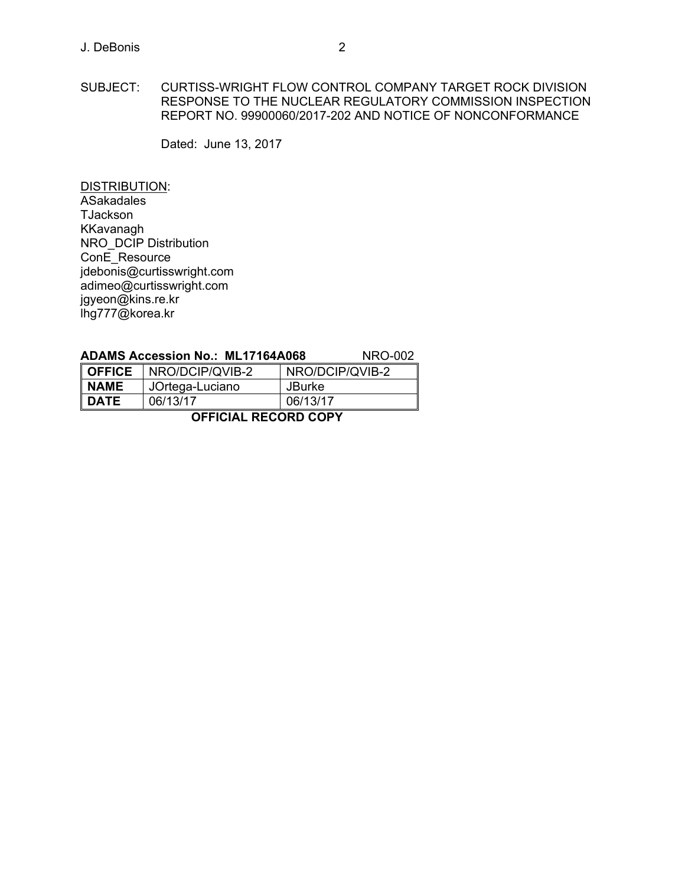SUBJECT: CURTISS-WRIGHT FLOW CONTROL COMPANY TARGET ROCK DIVISION RESPONSE TO THE NUCLEAR REGULATORY COMMISSION INSPECTION REPORT NO. 99900060/2017-202 AND NOTICE OF NONCONFORMANCE

Dated: June 13, 2017

DISTRIBUTION:
ASakadales
TJackson
KKavanagh
NRO_DCIP Distribution
ConE_Resource
jdebonis@curtisswright.com
adimeo@curtisswright.com
jgyeon@kins.re.kr
lhg777@korea.kr

**ADAMS Accession No.: ML17164A068** NRO-002

| **OFFICE** | NRO/DCIP/QVIB-2 | NRO/DCIP/QVIB-2 |
|---|---|---|
| **NAME** | JOrtega-Luciano | JBurke |
| **DATE** | 06/13/17 | 06/13/17 |

**OFFICIAL RECORD COPY**